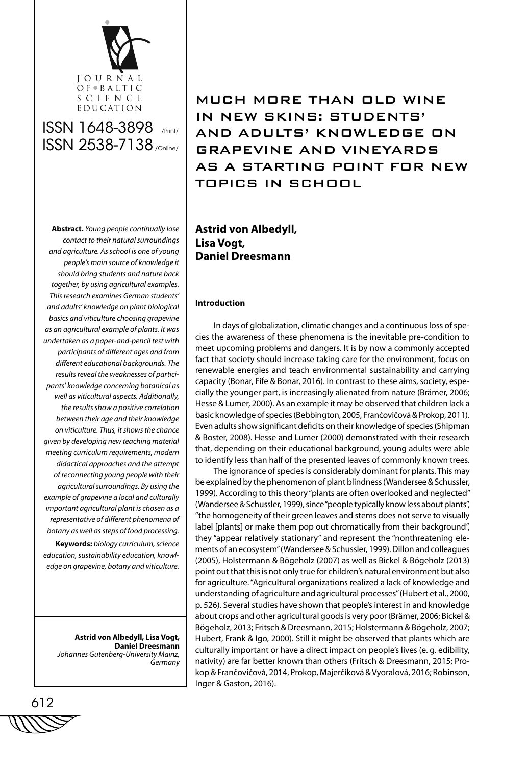# MUCH MORE THAN OLD WINE IN NEW SKINS: STUDENTS' AND ADULTS' KNOWLEDGE ON GRAPEVINE AND VINEYARDS AS A STARTING POINT FOR NEW TOPICS IN SCHOOL

**Astrid von Albedyll, Lisa Vogt, Daniel Dreesmann**

*Johannes Gutenberg-University Mainz, Germany*

**Abstract.** *Young people continually lose contact to their natural surroundings and agriculture. As school is one of young people's main source of knowledge it should bring students and nature back together, by using agricultural examples. This research examines German students' and adults' knowledge on plant biological basics and viticulture choosing grapevine as an agricultural example of plants. It was undertaken as a paper-and-pencil test with participants of different ages and from different educational backgrounds. The results reveal the weaknesses of participants' knowledge concerning botanical as well as viticultural aspects. Additionally, the results show a positive correlation between their age and their knowledge on viticulture. Thus, it shows the chance given by developing new teaching material meeting curriculum requirements, modern didactical approaches and the attempt of reconnecting young people with their agricultural surroundings. By using the example of grapevine a local and culturally important agricultural plant is chosen as a representative of different phenomena of botany as well as steps of food processing.*

**Keywords:** *biology curriculum, science education, sustainability education, knowledge on grapevine, botany and viticulture.*

## Introduction

In days of globalization, climatic changes and a continuous loss of species the awareness of these phenomena is the inevitable pre-condition to meet upcoming problems and dangers. It is by now a commonly accepted fact that society should increase taking care for the environment, focus on renewable energies and teach environmental sustainability and carrying capacity (Bonar, Fife & Bonar, 2016). In contrast to these aims, society, especially the younger part, is increasingly alienated from nature (Brämer, 2006; Hesse & Lumer, 2000). As an example it may be observed that children lack a basic knowledge of species (Bebbington, 2005, Frančovičová & Prokop, 2011). Even adults show significant deficits on their knowledge of species (Shipman & Boster, 2008). Hesse and Lumer (2000) demonstrated with their research that, depending on their educational background, young adults were able to identify less than half of the presented leaves of commonly known trees.

The ignorance of species is considerably dominant for plants. This may be explained by the phenomenon of plant blindness (Wandersee & Schussler, 1999). According to this theory "plants are often overlooked and neglected" (Wandersee & Schussler, 1999), since "people typically know less about plants", "the homogeneity of their green leaves and stems does not serve to visually label [plants] or make them pop out chromatically from their background", they "appear relatively stationary" and represent the "nonthreatening elements of an ecosystem" (Wandersee & Schussler, 1999). Dillon and colleagues (2005), Holstermann & Bögeholz (2007) as well as Bickel & Bögeholz (2013) point out that this is not only true for children's natural environment but also for agriculture. "Agricultural organizations realized a lack of knowledge and understanding of agriculture and agricultural processes" (Hubert et al., 2000, p. 526). Several studies have shown that people's interest in and knowledge about crops and other agricultural goods is very poor (Brämer, 2006; Bickel & Bögeholz, 2013; Fritsch & Dreesmann, 2015; Holstermann & Bögeholz, 2007; Hubert, Frank & Igo, 2000). Still it might be observed that plants which are culturally important or have a direct impact on people's lives (e. g. edibility, nativity) are far better known than others (Fritsch & Dreesmann, 2015; Prokop & Frančovičová, 2014, Prokop, Majerčíková & Vyoralová, 2016; Robinson, Inger & Gaston, 2016).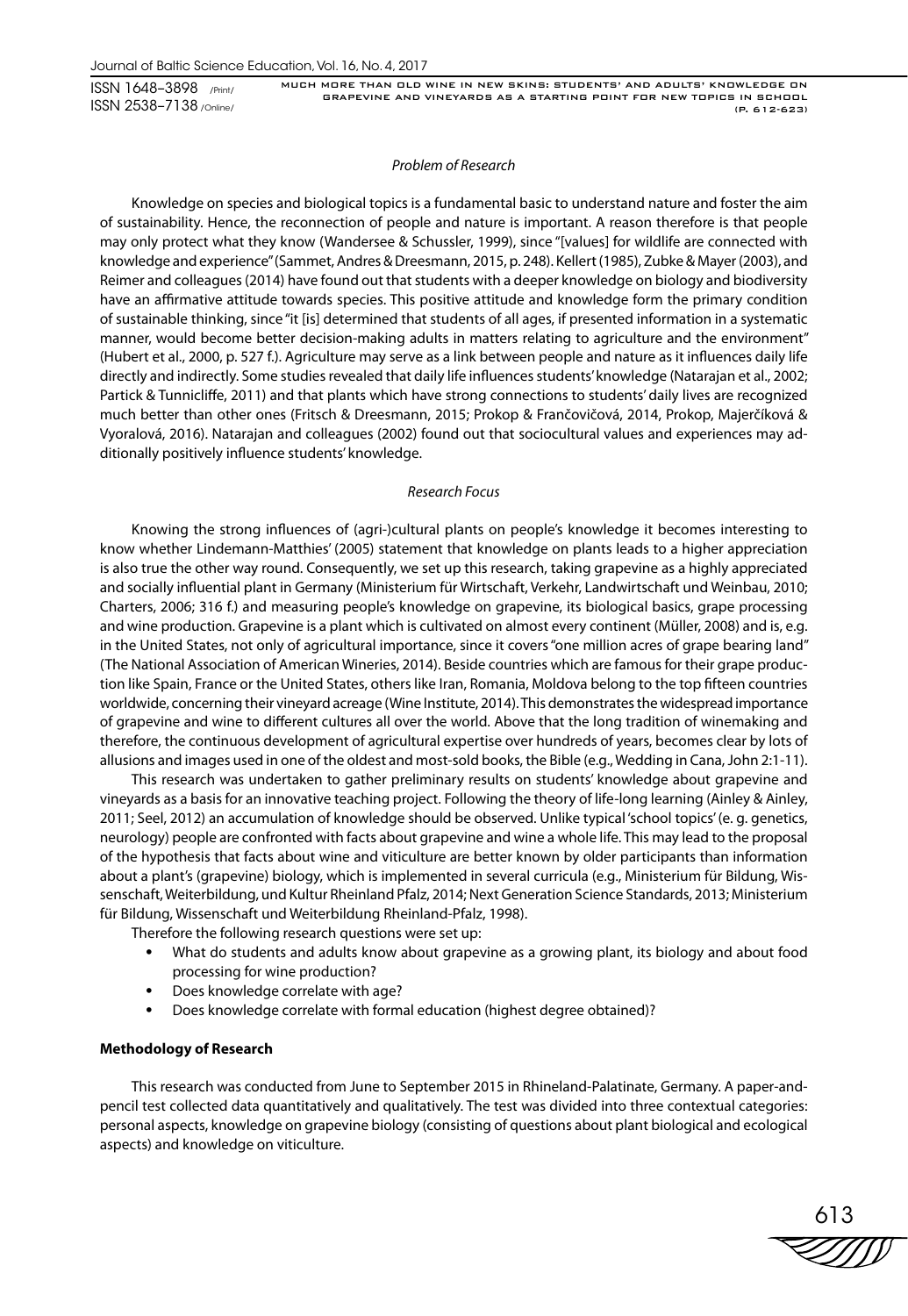*Problem of Research*

Knowledge on species and biological topics is a fundamental basic to understand nature and foster the aim of sustainability. Hence, the reconnection of people and nature is important. A reason therefore is that people may only protect what they know (Wandersee & Schussler, 1999), since "[values] for wildlife are connected with knowledge and experience" (Sammet, Andres & Dreesmann, 2015, p. 248). Kellert (1985), Zubke & Mayer (2003), and Reimer and colleagues (2014) have found out that students with a deeper knowledge on biology and biodiversity have an affirmative attitude towards species. This positive attitude and knowledge form the primary condition of sustainable thinking, since "it [is] determined that students of all ages, if presented information in a systematic manner, would become better decision-making adults in matters relating to agriculture and the environment" (Hubert et al., 2000, p. 527 f.). Agriculture may serve as a link between people and nature as it influences daily life directly and indirectly. Some studies revealed that daily life influences students' knowledge (Natarajan et al., 2002; Partick & Tunnicliffe, 2011) and that plants which have strong connections to students' daily lives are recognized much better than other ones (Fritsch & Dreesmann, 2015; Prokop & Frančovičová, 2014, Prokop, Majerčíková & Vyoralová, 2016). Natarajan and colleagues (2002) found out that sociocultural values and experiences may additionally positively influence students' knowledge.

*Research Focus*

Knowing the strong influences of (agri-)cultural plants on people's knowledge it becomes interesting to know whether Lindemann-Matthies' (2005) statement that knowledge on plants leads to a higher appreciation is also true the other way round. Consequently, we set up this research, taking grapevine as a highly appreciated and socially influential plant in Germany (Ministerium für Wirtschaft, Verkehr, Landwirtschaft und Weinbau, 2010; Charters, 2006; 316 f.) and measuring people's knowledge on grapevine, its biological basics, grape processing and wine production. Grapevine is a plant which is cultivated on almost every continent (Müller, 2008) and is, e.g. in the United States, not only of agricultural importance, since it covers "one million acres of grape bearing land" (The National Association of American Wineries, 2014). Beside countries which are famous for their grape production like Spain, France or the United States, others like Iran, Romania, Moldova belong to the top fifteen countries worldwide, concerning their vineyard acreage (Wine Institute, 2014). This demonstrates the widespread importance of grapevine and wine to different cultures all over the world. Above that the long tradition of winemaking and therefore, the continuous development of agricultural expertise over hundreds of years, becomes clear by lots of allusions and images used in one of the oldest and most-sold books, the Bible (e.g., Wedding in Cana, John 2:1-11).

This research was undertaken to gather preliminary results on students' knowledge about grapevine and vineyards as a basis for an innovative teaching project. Following the theory of life-long learning (Ainley & Ainley, 2011; Seel, 2012) an accumulation of knowledge should be observed. Unlike typical 'school topics' (e. g. genetics, neurology) people are confronted with facts about grapevine and wine a whole life. This may lead to the proposal of the hypothesis that facts about wine and viticulture are better known by older participants than information about a plant's (grapevine) biology, which is implemented in several curricula (e.g., Ministerium für Bildung, Wissenschaft, Weiterbildung, und Kultur Rheinland Pfalz, 2014; Next Generation Science Standards, 2013; Ministerium für Bildung, Wissenschaft und Weiterbildung Rheinland-Pfalz, 1998).

Therefore the following research questions were set up:

- What do students and adults know about grapevine as a growing plant, its biology and about food processing for wine production?
- Does knowledge correlate with age?
- Does knowledge correlate with formal education (highest degree obtained)?

**Methodology of Research**

This research was conducted from June to September 2015 in Rhineland-Palatinate, Germany. A paper-and-pencil test collected data quantitatively and qualitatively. The test was divided into three contextual categories: personal aspects, knowledge on grapevine biology (consisting of questions about plant biological and ecological aspects) and knowledge on viticulture.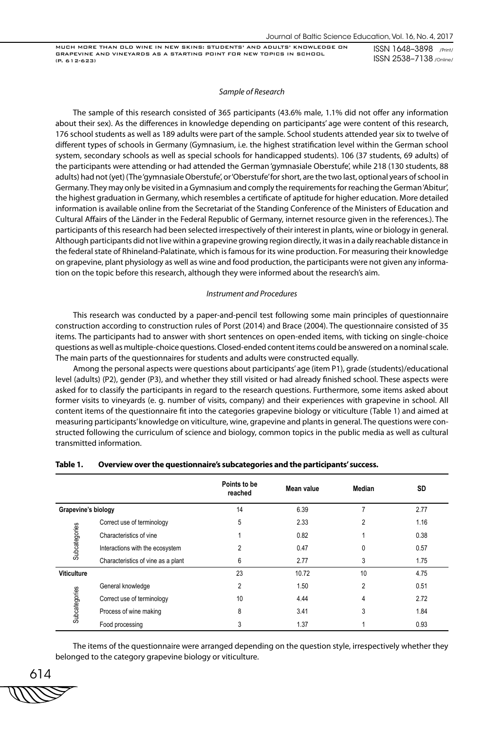### *Sample of Research*

The sample of this research consisted of 365 participants (43.6% male, 1.1% did not offer any information about their sex). As the differences in knowledge depending on participants' age were content of this research, 176 school students as well as 189 adults were part of the sample. School students attended year six to twelve of different types of schools in Germany (Gymnasium, i.e. the highest stratification level within the German school system, secondary schools as well as special schools for handicapped students). 106 (37 students, 69 adults) of the participants were attending or had attended the German 'gymnasiale Oberstufe', while 218 (130 students, 88 adults) had not (yet) (The 'gymnasiale Oberstufe', or 'Oberstufe' for short, are the two last, optional years of school in Germany. They may only be visited in a Gymnasium and comply the requirements for reaching the German 'Abitur', the highest graduation in Germany, which resembles a certificate of aptitude for higher education. More detailed information is available online from the Secretariat of the Standing Conference of the Ministers of Education and Cultural Affairs of the Länder in the Federal Republic of Germany, internet resource given in the references.). The participants of this research had been selected irrespectively of their interest in plants, wine or biology in general. Although participants did not live within a grapevine growing region directly, it was in a daily reachable distance in the federal state of Rhineland-Palatinate, which is famous for its wine production. For measuring their knowledge on grapevine, plant physiology as well as wine and food production, the participants were not given any information on the topic before this research, although they were informed about the research's aim.

### *Instrument and Procedures*

This research was conducted by a paper-and-pencil test following some main principles of questionnaire construction according to construction rules of Porst (2014) and Brace (2004). The questionnaire consisted of 35 items. The participants had to answer with short sentences on open-ended items, with ticking on single-choice questions as well as multiple-choice questions. Closed-ended content items could be answered on a nominal scale. The main parts of the questionnaires for students and adults were constructed equally.

Among the personal aspects were questions about participants' age (item P1), grade (students)/educational level (adults) (P2), gender (P3), and whether they still visited or had already finished school. These aspects were asked for to classify the participants in regard to the research questions. Furthermore, some items asked about former visits to vineyards (e. g. number of visits, company) and their experiences with grapevine in school. All content items of the questionnaire fit into the categories grapevine biology or viticulture (Table 1) and aimed at measuring participants' knowledge on viticulture, wine, grapevine and plants in general. The questions were constructed following the curriculum of science and biology, common topics in the public media as well as cultural transmitted information.

**Table 1. Overview over the questionnaire's subcategories and the participants' success.**

| | | Points to be reached | Mean value | Median | SD |
|---|---|---|---|---|---|
| **Grapevine's biology** | | 14 | 6.39 | 7 | 2.77 |
| Subcategories | Correct use of terminology | 5 | 2.33 | 2 | 1.16 |
| | Characteristics of vine | 1 | 0.82 | 1 | 0.38 |
| | Interactions with the ecosystem | 2 | 0.47 | 0 | 0.57 |
| | Characteristics of vine as a plant | 6 | 2.77 | 3 | 1.75 |
| **Viticulture** | | 23 | 10.72 | 10 | 4.75 |
| Subcategories | General knowledge | 2 | 1.50 | 2 | 0.51 |
| | Correct use of terminology | 10 | 4.44 | 4 | 2.72 |
| | Process of wine making | 8 | 3.41 | 3 | 1.84 |
| | Food processing | 3 | 1.37 | 1 | 0.93 |

The items of the questionnaire were arranged depending on the question style, irrespectively whether they belonged to the category grapevine biology or viticulture.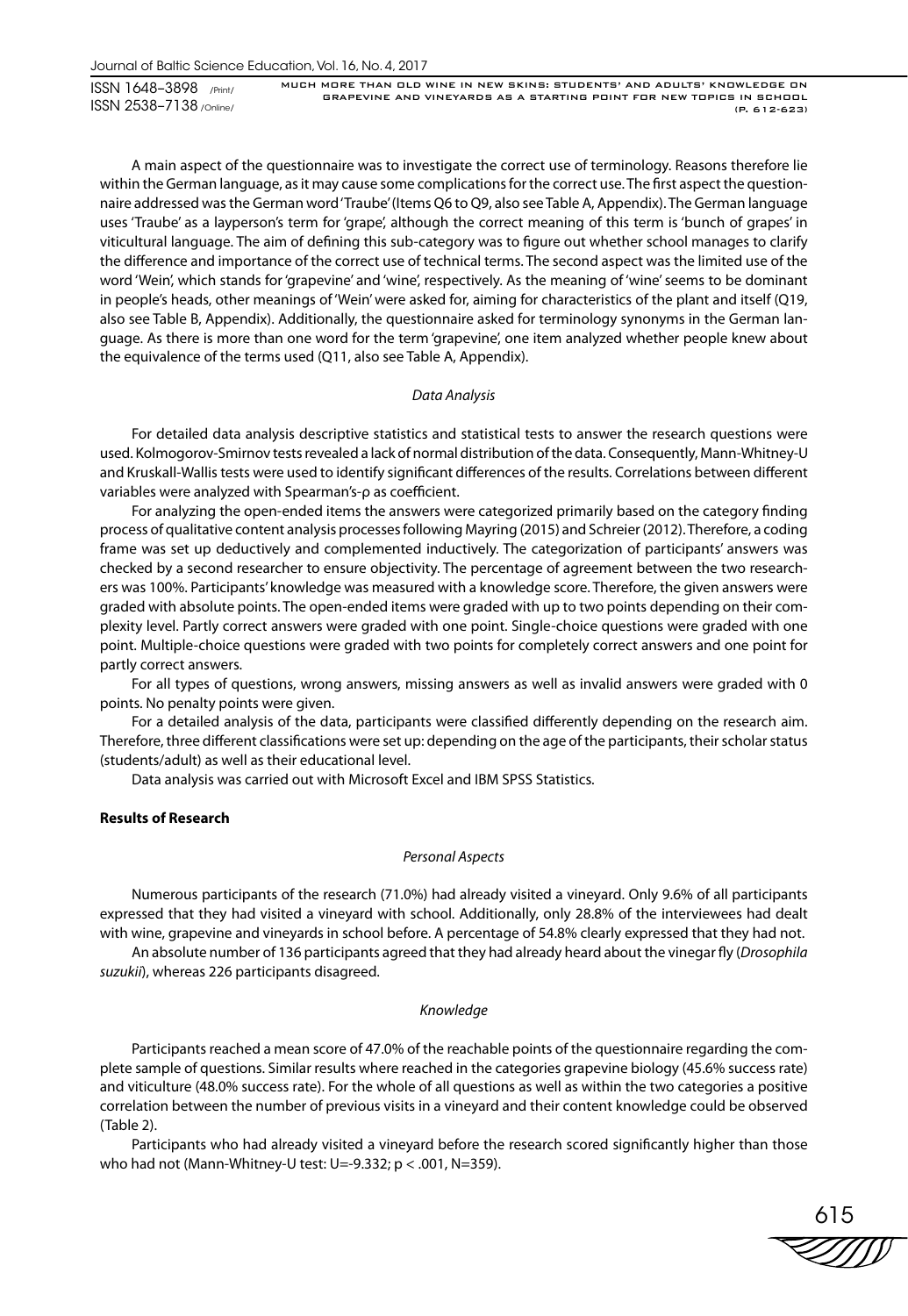A main aspect of the questionnaire was to investigate the correct use of terminology. Reasons therefore lie within the German language, as it may cause some complications for the correct use. The first aspect the questionnaire addressed was the German word 'Traube' (Items Q6 to Q9, also see Table A, Appendix). The German language uses 'Traube' as a layperson's term for 'grape', although the correct meaning of this term is 'bunch of grapes' in viticultural language. The aim of defining this sub-category was to figure out whether school manages to clarify the difference and importance of the correct use of technical terms. The second aspect was the limited use of the word 'Wein', which stands for 'grapevine' and 'wine', respectively. As the meaning of 'wine' seems to be dominant in people's heads, other meanings of 'Wein' were asked for, aiming for characteristics of the plant and itself (Q19, also see Table B, Appendix). Additionally, the questionnaire asked for terminology synonyms in the German language. As there is more than one word for the term 'grapevine', one item analyzed whether people knew about the equivalence of the terms used (Q11, also see Table A, Appendix).

*Data Analysis*

For detailed data analysis descriptive statistics and statistical tests to answer the research questions were used. Kolmogorov-Smirnov tests revealed a lack of normal distribution of the data. Consequently, Mann-Whitney-U and Kruskall-Wallis tests were used to identify significant differences of the results. Correlations between different variables were analyzed with Spearman's-ρ as coefficient.

For analyzing the open-ended items the answers were categorized primarily based on the category finding process of qualitative content analysis processes following Mayring (2015) and Schreier (2012). Therefore, a coding frame was set up deductively and complemented inductively. The categorization of participants' answers was checked by a second researcher to ensure objectivity. The percentage of agreement between the two researchers was 100%. Participants' knowledge was measured with a knowledge score. Therefore, the given answers were graded with absolute points. The open-ended items were graded with up to two points depending on their complexity level. Partly correct answers were graded with one point. Single-choice questions were graded with one point. Multiple-choice questions were graded with two points for completely correct answers and one point for partly correct answers.

For all types of questions, wrong answers, missing answers as well as invalid answers were graded with 0 points. No penalty points were given.

For a detailed analysis of the data, participants were classified differently depending on the research aim. Therefore, three different classifications were set up: depending on the age of the participants, their scholar status (students/adult) as well as their educational level.

Data analysis was carried out with Microsoft Excel and IBM SPSS Statistics.

**Results of Research**

*Personal Aspects*

Numerous participants of the research (71.0%) had already visited a vineyard. Only 9.6% of all participants expressed that they had visited a vineyard with school. Additionally, only 28.8% of the interviewees had dealt with wine, grapevine and vineyards in school before. A percentage of 54.8% clearly expressed that they had not.

An absolute number of 136 participants agreed that they had already heard about the vinegar fly (*Drosophila suzukii*), whereas 226 participants disagreed.

*Knowledge*

Participants reached a mean score of 47.0% of the reachable points of the questionnaire regarding the complete sample of questions. Similar results where reached in the categories grapevine biology (45.6% success rate) and viticulture (48.0% success rate). For the whole of all questions as well as within the two categories a positive correlation between the number of previous visits in a vineyard and their content knowledge could be observed (Table 2).

Participants who had already visited a vineyard before the research scored significantly higher than those who had not (Mann-Whitney-U test: $U=-9.332$; $p < .001$, $N=359$).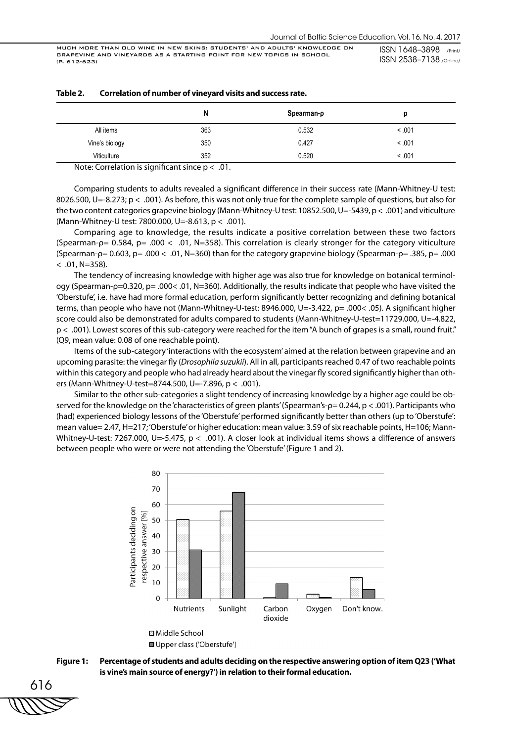**Table 2. Correlation of number of vineyard visits and success rate.**

| | N | Spearman-ρ | p |
|---|---|---|---|
| All items | 363 | 0.532 | < .001 |
| Vine's biology | 350 | 0.427 | < .001 |
| Viticulture | 352 | 0.520 | < .001 |

Note: Correlation is significant since $p < .01$.

Comparing students to adults revealed a significant difference in their success rate (Mann-Whitney-U test: 8026.500, U=-8.273; $p < .001$). As before, this was not only true for the complete sample of questions, but also for the two content categories grapevine biology (Mann-Whitney-U test: 10852.500, U=-5439, $p < .001$) and viticulture (Mann-Whitney-U test: 7800.000, U=-8.613, $p < .001$).

Comparing age to knowledge, the results indicate a positive correlation between these two factors (Spearman-ρ= 0.584, p= .000 < .01, N=358). This correlation is clearly stronger for the category viticulture (Spearman-ρ= 0.603, p= .000 < .01, N=360) than for the category grapevine biology (Spearman-ρ= .385, p= .000 < .01, N=358).

The tendency of increasing knowledge with higher age was also true for knowledge on botanical terminology (Spearman-ρ=0.320, p= .000< .01, N=360). Additionally, the results indicate that people who have visited the 'Oberstufe', i.e. have had more formal education, perform significantly better recognizing and defining botanical terms, than people who have not (Mann-Whitney-U-test: 8946.000, U=-3.422, p= .000< .05). A significant higher score could also be demonstrated for adults compared to students (Mann-Whitney-U-test=11729.000, U=-4.822, $p < .001$). Lowest scores of this sub-category were reached for the item "A bunch of grapes is a small, round fruit." (Q9, mean value: 0.08 of one reachable point).

Items of the sub-category 'interactions with the ecosystem' aimed at the relation between grapevine and an upcoming parasite: the vinegar fly (*Drosophila suzukii*). All in all, participants reached 0.47 of two reachable points within this category and people who had already heard about the vinegar fly scored significantly higher than others (Mann-Whitney-U-test=8744.500, U=-7.896, $p < .001$).

Similar to the other sub-categories a slight tendency of increasing knowledge by a higher age could be observed for the knowledge on the 'characteristics of green plants' (Spearman's-ρ= 0.244, p < .001). Participants who (had) experienced biology lessons of the 'Oberstufe' performed significantly better than others (up to 'Oberstufe': mean value= 2.47, H=217; 'Oberstufe' or higher education: mean value: 3.59 of six reachable points, H=106; Mann-Whitney-U-test: 7267.000, U=-5.475, $p < .001$). A closer look at individual items shows a difference of answers between people who were or were not attending the 'Oberstufe' (Figure 1 and 2).

**Figure 1: Percentage of students and adults deciding on the respective answering option of item Q23 ('What is vine's main source of energy?') in relation to their formal education.**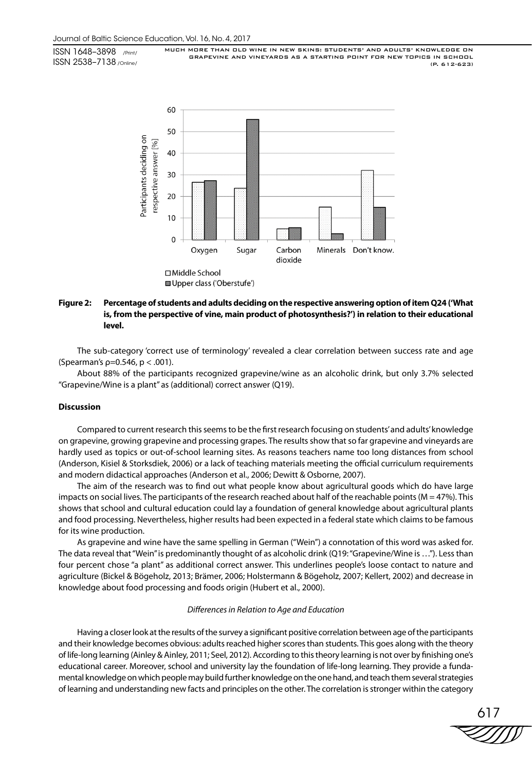**Figure 2: Percentage of students and adults deciding on the respective answering option of item Q24 ('What is, from the perspective of vine, main product of photosynthesis?') in relation to their educational level.**

The sub-category 'correct use of terminology' revealed a clear correlation between success rate and age (Spearman's $\rho=0.546$, $p < .001$).

About 88% of the participants recognized grapevine/wine as an alcoholic drink, but only 3.7% selected "Grapevine/Wine is a plant" as (additional) correct answer (Q19).

## Discussion

Compared to current research this seems to be the first research focusing on students' and adults' knowledge on grapevine, growing grapevine and processing grapes. The results show that so far grapevine and vineyards are hardly used as topics or out-of-school learning sites. As reasons teachers name too long distances from school (Anderson, Kisiel & Storksdiek, 2006) or a lack of teaching materials meeting the official curriculum requirements and modern didactical approaches (Anderson et al., 2006; Dewitt & Osborne, 2007).

The aim of the research was to find out what people know about agricultural goods which do have large impacts on social lives. The participants of the research reached about half of the reachable points (M = 47%). This shows that school and cultural education could lay a foundation of general knowledge about agricultural plants and food processing. Nevertheless, higher results had been expected in a federal state which claims to be famous for its wine production.

As grapevine and wine have the same spelling in German ("Wein") a connotation of this word was asked for. The data reveal that "Wein" is predominantly thought of as alcoholic drink (Q19: "Grapevine/Wine is …"). Less than four percent chose "a plant" as additional correct answer. This underlines people's loose contact to nature and agriculture (Bickel & Bögeholz, 2013; Brämer, 2006; Holstermann & Bögeholz, 2007; Kellert, 2002) and decrease in knowledge about food processing and foods origin (Hubert et al., 2000).

### *Differences in Relation to Age and Education*

Having a closer look at the results of the survey a significant positive correlation between age of the participants and their knowledge becomes obvious: adults reached higher scores than students. This goes along with the theory of life-long learning (Ainley & Ainley, 2011; Seel, 2012). According to this theory learning is not over by finishing one's educational career. Moreover, school and university lay the foundation of life-long learning. They provide a fundamental knowledge on which people may build further knowledge on the one hand, and teach them several strategies of learning and understanding new facts and principles on the other. The correlation is stronger within the category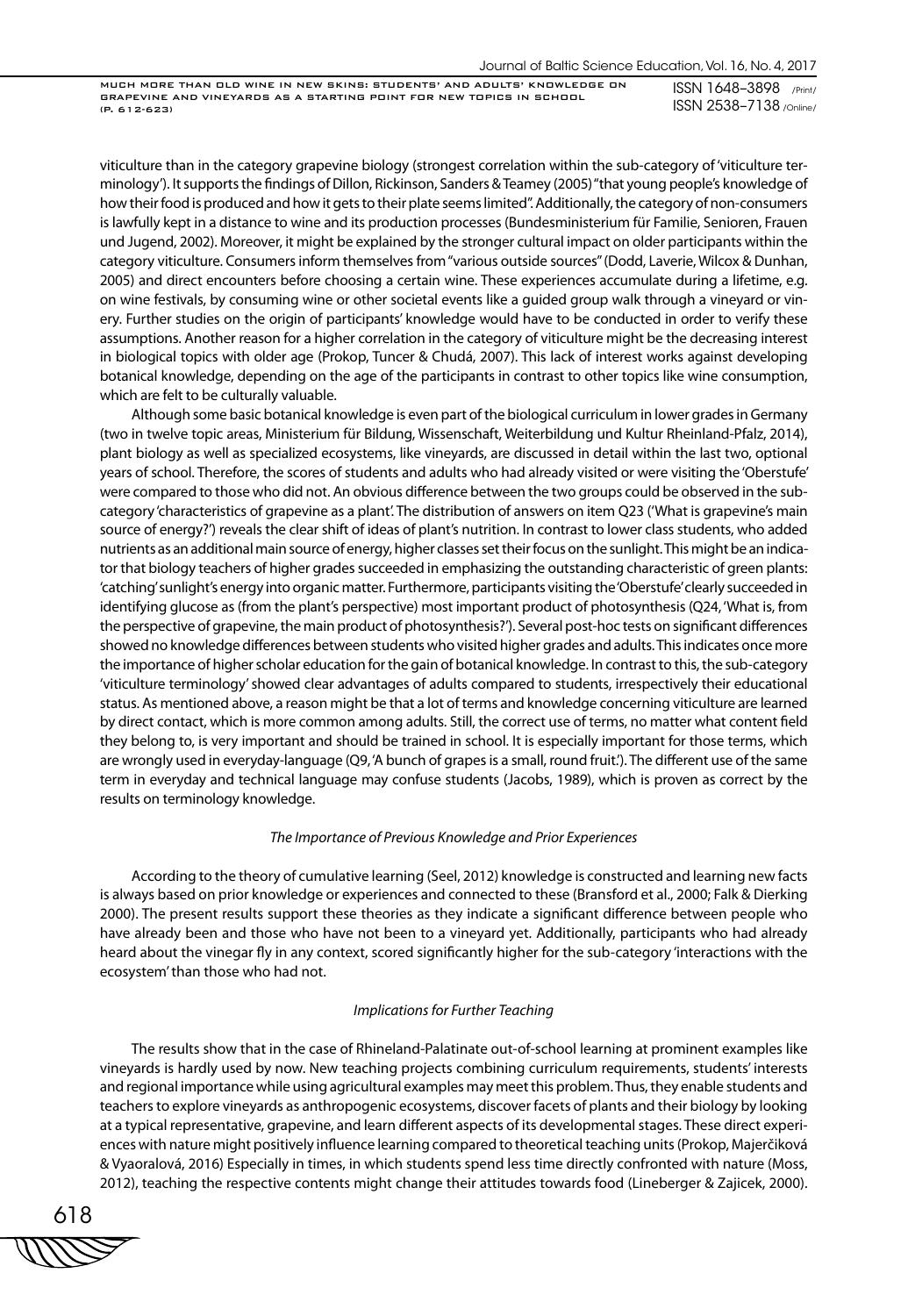viticulture than in the category grapevine biology (strongest correlation within the sub-category of 'viticulture terminology'). It supports the findings of Dillon, Rickinson, Sanders & Teamey (2005) "that young people's knowledge of how their food is produced and how it gets to their plate seems limited". Additionally, the category of non-consumers is lawfully kept in a distance to wine and its production processes (Bundesministerium für Familie, Senioren, Frauen und Jugend, 2002). Moreover, it might be explained by the stronger cultural impact on older participants within the category viticulture. Consumers inform themselves from "various outside sources" (Dodd, Laverie, Wilcox & Dunhan, 2005) and direct encounters before choosing a certain wine. These experiences accumulate during a lifetime, e.g. on wine festivals, by consuming wine or other societal events like a guided group walk through a vineyard or vinery. Further studies on the origin of participants' knowledge would have to be conducted in order to verify these assumptions. Another reason for a higher correlation in the category of viticulture might be the decreasing interest in biological topics with older age (Prokop, Tuncer & Chudá, 2007). This lack of interest works against developing botanical knowledge, depending on the age of the participants in contrast to other topics like wine consumption, which are felt to be culturally valuable.

Although some basic botanical knowledge is even part of the biological curriculum in lower grades in Germany (two in twelve topic areas, Ministerium für Bildung, Wissenschaft, Weiterbildung und Kultur Rheinland-Pfalz, 2014), plant biology as well as specialized ecosystems, like vineyards, are discussed in detail within the last two, optional years of school. Therefore, the scores of students and adults who had already visited or were visiting the 'Oberstufe' were compared to those who did not. An obvious difference between the two groups could be observed in the sub-category 'characteristics of grapevine as a plant'. The distribution of answers on item Q23 ('What is grapevine's main source of energy?') reveals the clear shift of ideas of plant's nutrition. In contrast to lower class students, who added nutrients as an additional main source of energy, higher classes set their focus on the sunlight. This might be an indicator that biology teachers of higher grades succeeded in emphasizing the outstanding characteristic of green plants: 'catching' sunlight's energy into organic matter. Furthermore, participants visiting the 'Oberstufe' clearly succeeded in identifying glucose as (from the plant's perspective) most important product of photosynthesis (Q24, 'What is, from the perspective of grapevine, the main product of photosynthesis?'). Several post-hoc tests on significant differences showed no knowledge differences between students who visited higher grades and adults. This indicates once more the importance of higher scholar education for the gain of botanical knowledge. In contrast to this, the sub-category 'viticulture terminology' showed clear advantages of adults compared to students, irrespectively their educational status. As mentioned above, a reason might be that a lot of terms and knowledge concerning viticulture are learned by direct contact, which is more common among adults. Still, the correct use of terms, no matter what content field they belong to, is very important and should be trained in school. It is especially important for those terms, which are wrongly used in everyday-language (Q9, 'A bunch of grapes is a small, round fruit.'). The different use of the same term in everyday and technical language may confuse students (Jacobs, 1989), which is proven as correct by the results on terminology knowledge.

### *The Importance of Previous Knowledge and Prior Experiences*

According to the theory of cumulative learning (Seel, 2012) knowledge is constructed and learning new facts is always based on prior knowledge or experiences and connected to these (Bransford et al., 2000; Falk & Dierking 2000). The present results support these theories as they indicate a significant difference between people who have already been and those who have not been to a vineyard yet. Additionally, participants who had already heard about the vinegar fly in any context, scored significantly higher for the sub-category 'interactions with the ecosystem' than those who had not.

### *Implications for Further Teaching*

The results show that in the case of Rhineland-Palatinate out-of-school learning at prominent examples like vineyards is hardly used by now. New teaching projects combining curriculum requirements, students' interests and regional importance while using agricultural examples may meet this problem. Thus, they enable students and teachers to explore vineyards as anthropogenic ecosystems, discover facets of plants and their biology by looking at a typical representative, grapevine, and learn different aspects of its developmental stages. These direct experiences with nature might positively influence learning compared to theoretical teaching units (Prokop, Majerčiková & Vyaoralová, 2016) Especially in times, in which students spend less time directly confronted with nature (Moss, 2012), teaching the respective contents might change their attitudes towards food (Lineberger & Zajicek, 2000).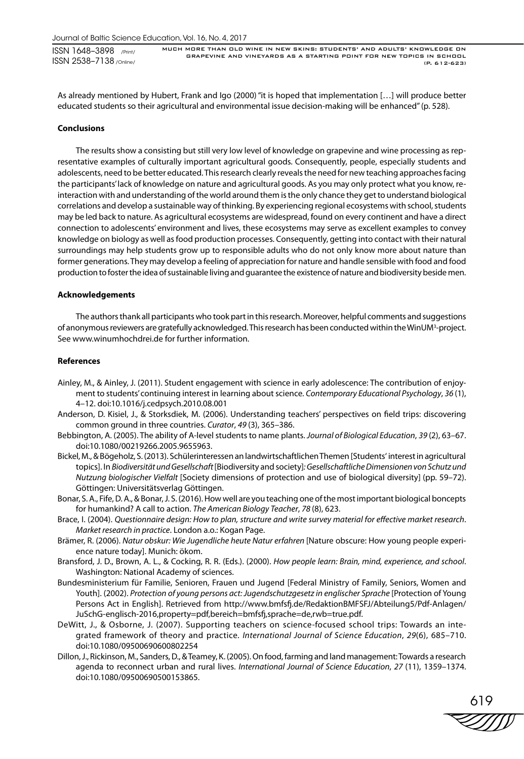As already mentioned by Hubert, Frank and Igo (2000) "it is hoped that implementation […] will produce better educated students so their agricultural and environmental issue decision-making will be enhanced" (p. 528).

## Conclusions

The results show a consisting but still very low level of knowledge on grapevine and wine processing as representative examples of culturally important agricultural goods. Consequently, people, especially students and adolescents, need to be better educated. This research clearly reveals the need for new teaching approaches facing the participants' lack of knowledge on nature and agricultural goods. As you may only protect what you know, re-interaction with and understanding of the world around them is the only chance they get to understand biological correlations and develop a sustainable way of thinking. By experiencing regional ecosystems with school, students may be led back to nature. As agricultural ecosystems are widespread, found on every continent and have a direct connection to adolescents' environment and lives, these ecosystems may serve as excellent examples to convey knowledge on biology as well as food production processes. Consequently, getting into contact with their natural surroundings may help students grow up to responsible adults who do not only know more about nature than former generations. They may develop a feeling of appreciation for nature and handle sensible with food and food production to foster the idea of sustainable living and guarantee the existence of nature and biodiversity beside men.

## Acknowledgements

The authors thank all participants who took part in this research. Moreover, helpful comments and suggestions of anonymous reviewers are gratefully acknowledged. This research has been conducted within the WinUM³-project. See www.winumhochdrei.de for further information.

## References

Ainley, M., & Ainley, J. (2011). Student engagement with science in early adolescence: The contribution of enjoyment to students' continuing interest in learning about science. *Contemporary Educational Psychology*, *36* (1), 4–12. doi:10.1016/j.cedpsych.2010.08.001

Anderson, D. Kisiel, J., & Storksdiek, M. (2006). Understanding teachers' perspectives on field trips: discovering common ground in three countries. *Curator*, *49* (3), 365–386.

Bebbington, A. (2005). The ability of A-level students to name plants. *Journal of Biological Education*, *39* (2), 63–67. doi:10.1080/00219266.2005.9655963.

Bickel, M., & Bögeholz, S. (2013). Schülerinteressen an landwirtschaftlichen Themen [Students' interest in agricultural topics]. In *Biodiversität und Gesellschaft* [Biodiversity and society]*: Gesellschaftliche Dimensionen von Schutz und Nutzung biologischer Vielfalt* [Society dimensions of protection and use of biological diversity] (pp. 59–72). Göttingen: Universitätsverlag Göttingen.

Bonar, S. A., Fife, D. A., & Bonar, J. S. (2016). How well are you teaching one of the most important biological boncepts for humankind? A call to action. *The American Biology Teacher*, *78* (8), 623.

Brace, I. (2004). *Questionnaire design: How to plan, structure and write survey material for effective market research*. *Market research in practice*. London a.o.: Kogan Page.

Brämer, R. (2006). *Natur obskur: Wie Jugendliche heute Natur erfahren* [Nature obscure: How young people experience nature today]. Munich: ökom.

Bransford, J. D., Brown, A. L., & Cocking, R. R. (Eds.). (2000). *How people learn: Brain, mind, experience, and school*. Washington: National Academy of sciences.

Bundesministerium für Familie, Senioren, Frauen und Jugend [Federal Ministry of Family, Seniors, Women and Youth]. (2002). *Protection of young persons act: Jugendschutzgesetz in englischer Sprache* [Protection of Young Persons Act in English]. Retrieved from http://www.bmfsfj.de/RedaktionBMFSFJ/Abteilung5/Pdf-Anlagen/JuSchG-englisch-2016,property=pdf,bereich=bmfsfj,sprache=de,rwb=true.pdf.

DeWitt, J., & Osborne, J. (2007). Supporting teachers on science-focused school trips: Towards an integrated framework of theory and practice. *International Journal of Science Education*, *29*(6), 685–710. doi:10.1080/09500690600802254

Dillon, J., Rickinson, M., Sanders, D., & Teamey, K. (2005). On food, farming and land management: Towards a research agenda to reconnect urban and rural lives. *International Journal of Science Education*, *27* (11), 1359–1374. doi:10.1080/09500690500153865.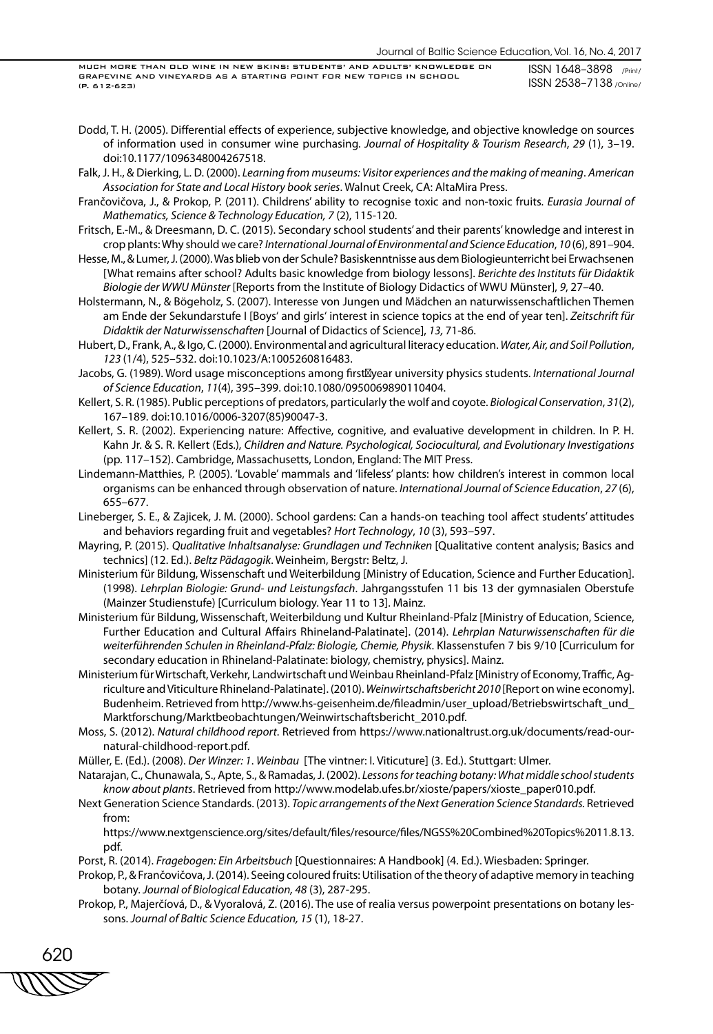Dodd, T. H. (2005). Differential effects of experience, subjective knowledge, and objective knowledge on sources of information used in consumer wine purchasing. *Journal of Hospitality & Tourism Research*, *29* (1), 3–19. doi:10.1177/1096348004267518.

Falk, J. H., & Dierking, L. D. (2000). *Learning from museums: Visitor experiences and the making of meaning*. *American Association for State and Local History book series*. Walnut Creek, CA: AltaMira Press.

Frančovičova, J., & Prokop, P. (2011). Childrens' ability to recognise toxic and non-toxic fruits. *Eurasia Journal of Mathematics, Science & Technology Education, 7* (2), 115-120.

Fritsch, E.-M., & Dreesmann, D. C. (2015). Secondary school students' and their parents' knowledge and interest in crop plants: Why should we care? *International Journal of Environmental and Science Education*, *10* (6), 891–904.

Hesse, M., & Lumer, J. (2000). Was blieb von der Schule? Basiskenntnisse aus dem Biologieunterricht bei Erwachsenen [What remains after school? Adults basic knowledge from biology lessons]. *Berichte des Instituts für Didaktik Biologie der WWU Münster* [Reports from the Institute of Biology Didactics of WWU Münster], *9*, 27–40.

Holstermann, N., & Bögeholz, S. (2007). Interesse von Jungen und Mädchen an naturwissenschaftlichen Themen am Ende der Sekundarstufe I [Boys' and girls' interest in science topics at the end of year ten]. *Zeitschrift für Didaktik der Naturwissenschaften* [Journal of Didactics of Science], *13*, 71-86.

Hubert, D., Frank, A., & Igo, C. (2000). Environmental and agricultural literacy education. *Water, Air, and Soil Pollution*, *123* (1/4), 525–532. doi:10.1023/A:1005260816483.

Jacobs, G. (1989). Word usage misconceptions among first‐year university physics students. *International Journal of Science Education*, *11*(4), 395–399. doi:10.1080/0950069890110404.

Kellert, S. R. (1985). Public perceptions of predators, particularly the wolf and coyote. *Biological Conservation*, *31*(2), 167–189. doi:10.1016/0006-3207(85)90047-3.

Kellert, S. R. (2002). Experiencing nature: Affective, cognitive, and evaluative development in children. In P. H. Kahn Jr. & S. R. Kellert (Eds.), *Children and Nature. Psychological, Sociocultural, and Evolutionary Investigations* (pp. 117–152). Cambridge, Massachusetts, London, England: The MIT Press.

Lindemann-Matthies, P. (2005). 'Lovable' mammals and 'lifeless' plants: how children's interest in common local organisms can be enhanced through observation of nature. *International Journal of Science Education*, *27* (6), 655–677.

Lineberger, S. E., & Zajicek, J. M. (2000). School gardens: Can a hands-on teaching tool affect students' attitudes and behaviors regarding fruit and vegetables? *Hort Technology*, *10* (3), 593–597.

Mayring, P. (2015). *Qualitative Inhaltsanalyse: Grundlagen und Techniken* [Qualitative content analysis; Basics and technics] (12. Ed.). *Beltz Pädagogik*. Weinheim, Bergstr: Beltz, J.

Ministerium für Bildung, Wissenschaft und Weiterbildung [Ministry of Education, Science and Further Education]. (1998). *Lehrplan Biologie: Grund- und Leistungsfach*. Jahrgangsstufen 11 bis 13 der gymnasialen Oberstufe (Mainzer Studienstufe) [Curriculum biology. Year 11 to 13]. Mainz.

Ministerium für Bildung, Wissenschaft, Weiterbildung und Kultur Rheinland-Pfalz [Ministry of Education, Science, Further Education and Cultural Affairs Rhineland-Palatinate]. (2014). *Lehrplan Naturwissenschaften für die weiterführenden Schulen in Rheinland-Pfalz: Biologie, Chemie, Physik*. Klassenstufen 7 bis 9/10 [Curriculum for secondary education in Rhineland-Palatinate: biology, chemistry, physics]. Mainz.

Ministerium für Wirtschaft, Verkehr, Landwirtschaft und Weinbau Rheinland-Pfalz [Ministry of Economy, Traffic, Agriculture and Viticulture Rhineland-Palatinate]. (2010). *Weinwirtschaftsbericht 2010* [Report on wine economy]. Budenheim. Retrieved from http://www.hs-geisenheim.de/fileadmin/user_upload/Betriebswirtschaft_und_Marktforschung/Marktbeobachtungen/Weinwirtschaftsbericht_2010.pdf.

Moss, S. (2012). *Natural childhood report*. Retrieved from https://www.nationaltrust.org.uk/documents/read-our-natural-childhood-report.pdf.

Müller, E. (Ed.). (2008). *Der Winzer: 1. Weinbau* [The vintner: I. Viticuture] (3. Ed.). Stuttgart: Ulmer.

Natarajan, C., Chunawala, S., Apte, S., & Ramadas, J. (2002). *Lessons for teaching botany: What middle school students know about plants*. Retrieved from http://www.modelab.ufes.br/xioste/papers/xioste_paper010.pdf.

Next Generation Science Standards. (2013). *Topic arrangements of the Next Generation Science Standards.* Retrieved from:
https://www.nextgenscience.org/sites/default/files/resource/files/NGSS%20Combined%20Topics%2011.8.13.pdf.

Porst, R. (2014). *Fragebogen: Ein Arbeitsbuch* [Questionnaires: A Handbook] (4. Ed.). Wiesbaden: Springer.

Prokop, P., & Frančovičova, J. (2014). Seeing coloured fruits: Utilisation of the theory of adaptive memory in teaching botany. *Journal of Biological Education, 48* (3), 287-295.

Prokop, P., Majerčíová, D., & Vyoralová, Z. (2016). The use of realia versus powerpoint presentations on botany lessons. *Journal of Baltic Science Education, 15* (1), 18-27.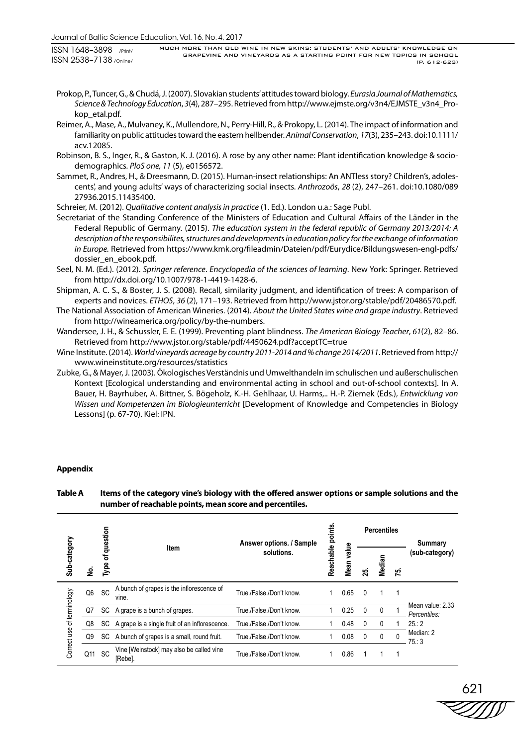Prokop, P., Tuncer, G., & Chudá, J. (2007). Slovakian students' attitudes toward biology. *Eurasia Journal of Mathematics, Science & Technology Education*, *3*(4), 287–295. Retrieved from http://www.ejmste.org/v3n4/EJMSTE_v3n4_Prokop_etal.pdf.

Reimer, A., Mase, A., Mulvaney, K., Mullendore, N., Perry-Hill, R., & Prokopy, L. (2014). The impact of information and familiarity on public attitudes toward the eastern hellbender. *Animal Conservation*, *17*(3), 235–243. doi:10.1111/acv.12085.

Robinson, B. S., Inger, R., & Gaston, K. J. (2016). A rose by any other name: Plant identification knowledge & socio-demographics. *PloS one, 11* (5), e0156572.

Sammet, R., Andres, H., & Dreesmann, D. (2015). Human-insect relationships: An ANTless story? Children's, adolescents', and young adults' ways of characterizing social insects. *Anthrozoös*, *28* (2), 247–261. doi:10.1080/08927936.2015.11435400.

Schreier, M. (2012). *Qualitative content analysis in practice* (1. Ed.). London u.a.: Sage Publ.

Secretariat of the Standing Conference of the Ministers of Education and Cultural Affairs of the Länder in the Federal Republic of Germany. (2015). *The education system in the federal republic of Germany 2013/2014: A description of the responsibilites, structures and developments in education policy for the exchange of information in Europe.* Retrieved from https://www.kmk.org/fileadmin/Dateien/pdf/Eurydice/Bildungswesen-engl-pdfs/dossier_en_ebook.pdf.

Seel, N. M. (Ed.). (2012). *Springer reference*. *Encyclopedia of the sciences of learning*. New York: Springer. Retrieved from http://dx.doi.org/10.1007/978-1-4419-1428-6.

Shipman, A. C. S., & Boster, J. S. (2008). Recall, similarity judgment, and identification of trees: A comparison of experts and novices. *ETHOS*, *36* (2), 171–193. Retrieved from http://www.jstor.org/stable/pdf/20486570.pdf.

The National Association of American Wineries. (2014). *About the United States wine and grape industry*. Retrieved from http://wineamerica.org/policy/by-the-numbers.

Wandersee, J. H., & Schussler, E. E. (1999). Preventing plant blindness. *The American Biology Teacher*, *61*(2), 82–86. Retrieved from http://www.jstor.org/stable/pdf/4450624.pdf?acceptTC=true

Wine Institute. (2014). *World vineyards acreage by country 2011-2014 and % change 2014/2011*. Retrieved from http://www.wineinstitute.org/resources/statistics

Zubke, G., & Mayer, J. (2003). Ökologisches Verständnis und Umwelthandeln im schulischen und außerschulischen Kontext [Ecological understanding and environmental acting in school and out-of-school contexts]. In A. Bauer, H. Bayrhuber, A. Bittner, S. Bögeholz, K.-H. Gehlhaar, U. Harms,.. H.-P. Ziemek (Eds.), *Entwicklung von Wissen und Kompetenzen im Biologieunterricht* [Development of Knowledge and Competencies in Biology Lessons] (p. 67-70). Kiel: IPN.

## Appendix

**Table A Items of the category vine's biology with the offered answer options or sample solutions and the number of reachable points, mean score and percentiles.**

| Sub-category | No. | Type of question | Item | Answer options. / Sample solutions. | Reachable points. | Mean value | Percentiles | | | Summary (sub-category) |
|---|---|---|---|---|---|---|---|---|---|---|
| | | | | | | | 25. | Median | 75. | |
| Correct use of terminology | Q6 | SC | A bunch of grapes is the inflorescence of vine. | True./False./Don't know. | 1 | 0.65 | 0 | 1 | 1 | Mean value: 2.33 Percentiles: 25.: 2 Median: 2 75.: 3 |
| | Q7 | SC | A grape is a bunch of grapes. | True./False./Don't know. | 1 | 0.25 | 0 | 0 | 1 | |
| | Q8 | SC | A grape is a single fruit of an inflorescence. | True./False./Don't know. | 1 | 0.48 | 0 | 0 | 1 | |
| | Q9 | SC | A bunch of grapes is a small, round fruit. | True./False./Don't know. | 1 | 0.08 | 0 | 0 | 0 | |
| | Q11 | SC | Vine [Weinstock] may also be called vine [Rebe]. | True./False./Don't know. | 1 | 0.86 | 1 | 1 | 1 | |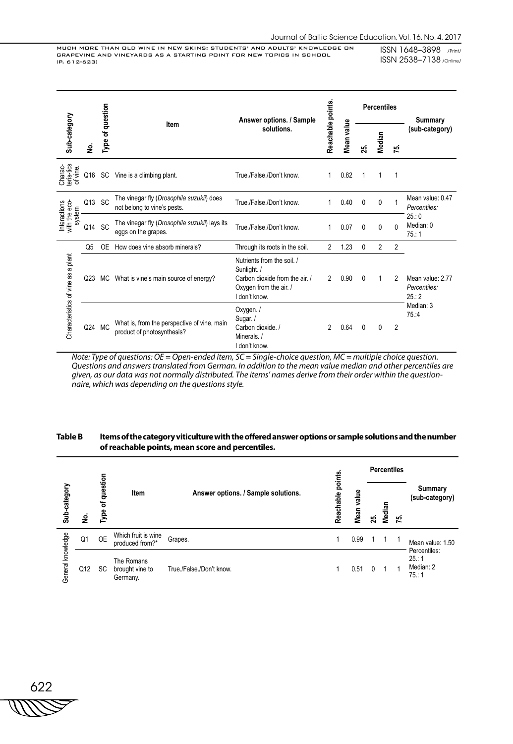| Sub-category | No. | Type of question | Item | Answer options. / Sample solutions. | Reachable points. | Mean value | Percentiles | | | Summary (sub-category) |
|---|---|---|---|---|---|---|---|---|---|---|
| | | | | | | | 25. | Median | 75. | |
| Charac-teris-tics of vine. | Q16 | SC | Vine is a climbing plant. | True./False./Don't know. | 1 | 0.82 | 1 | 1 | 1 | |
| Interactions with the eco-system | Q13 | SC | The vinegar fly (*Drosophila suzukii*) does not belong to vine's pests. | True./False./Don't know. | 1 | 0.40 | 0 | 0 | 1 | Mean value: 0.47 *Percentiles:* 25.: 0 Median: 0 75.: 1 |
| | Q14 | SC | The vinegar fly (*Drosophila suzukii*) lays its eggs on the grapes. | True./False./Don't know. | 1 | 0.07 | 0 | 0 | 0 | |
| Characteristics of vine as a plant | Q5 | OE | How does vine absorb minerals? | Through its roots in the soil. | 2 | 1.23 | 0 | 2 | 2 | Mean value: 2.77 *Percentiles:* 25.: 2 Median: 3 75.:4 |
| | Q23 | MC | What is vine's main source of energy? | Nutrients from the soil. / Sunlight. / Carbon dioxide from the air. / Oxygen from the air. / I don't know. | 2 | 0.90 | 0 | 1 | 2 | |
| | Q24 | MC | What is, from the perspective of vine, main product of photosynthesis? | Oxygen. / Sugar. / Carbon dioxide. / Minerals. / I don't know. | 2 | 0.64 | 0 | 0 | 2 | |

*Note: Type of questions: OE = Open-ended item, SC = Single-choice question, MC = multiple choice question. Questions and answers translated from German. In addition to the mean value median and other percentiles are given, as our data was not normally distributed. The items' names derive from their order within the questionnaire, which was depending on the questions style.*

**Table B Items of the category viticulture with the offered answer options or sample solutions and the number of reachable points, mean score and percentiles.**

| Sub-category | No. | Type of question | Item | Answer options. / Sample solutions. | Reachable points. | Mean value | Percentiles | | | Summary (sub-category) |
|---|---|---|---|---|---|---|---|---|---|---|
| | | | | | | | 25. | Median | 75. | |
| General knowledge | Q1 | OE | Which fruit is wine produced from?* | Grapes. | 1 | 0.99 | 1 | 1 | 1 | Mean value: 1.50 Percentiles: 25.: 1 Median: 2 75.: 1 |
| | Q12 | SC | The Romans brought vine to Germany. | True./False./Don't know. | 1 | 0.51 | 0 | 1 | 1 | |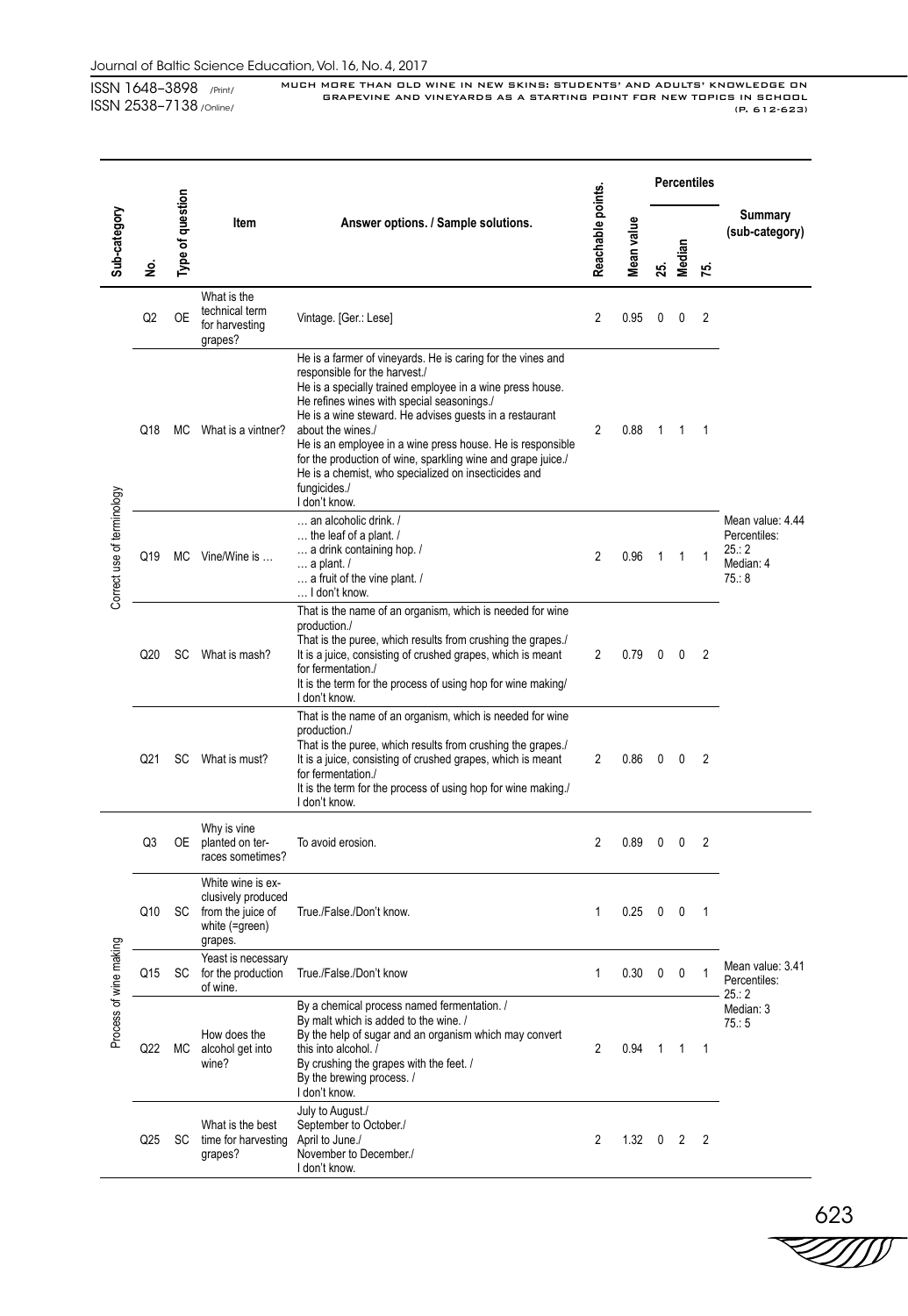| Sub-category | No. | Type of question | Item | Answer options. / Sample solutions. | Reachable points. | Mean value | Percentiles | | | Summary (sub-category) |
|---|---|---|---|---|---|---|---|---|---|---|
| | | | | | | | 25. | Median | 75. | |
| Correct use of terminology | Q2 | OE | What is the technical term for harvesting grapes? | Vintage. [Ger.: Lese] | 2 | 0.95 | 0 | 0 | 2 | Mean value: 4.44 Percentiles: 25.: 2 Median: 4 75.: 8 |
| | Q18 | MC | What is a vintner? | He is a farmer of vineyards. He is caring for the vines and responsible for the harvest./ He is a specially trained employee in a wine press house. He refines wines with special seasonings./ He is a wine steward. He advises guests in a restaurant about the wines./ He is an employee in a wine press house. He is responsible for the production of wine, sparkling wine and grape juice./ He is a chemist, who specialized on insecticides and fungicides./ I don't know. | 2 | 0.88 | 1 | 1 | 1 | |
| | Q19 | MC | Vine/Wine is … | … an alcoholic drink. / … the leaf of a plant. / … a drink containing hop. / … a plant. / … a fruit of the vine plant. / … I don't know. | 2 | 0.96 | 1 | 1 | 1 | |
| | Q20 | SC | What is mash? | That is the name of an organism, which is needed for wine production./ That is the puree, which results from crushing the grapes./ It is a juice, consisting of crushed grapes, which is meant for fermentation./ It is the term for the process of using hop for wine making/ I don't know. | 2 | 0.79 | 0 | 0 | 2 | |
| | Q21 | SC | What is must? | That is the name of an organism, which is needed for wine production./ That is the puree, which results from crushing the grapes./ It is a juice, consisting of crushed grapes, which is meant for fermentation./ It is the term for the process of using hop for wine making./ I don't know. | 2 | 0.86 | 0 | 0 | 2 | |
| Process of wine making | Q3 | OE | Why is vine planted on terraces sometimes? | To avoid erosion. | 2 | 0.89 | 0 | 0 | 2 | Mean value: 3.41 Percentiles: 25.: 2 Median: 3 75.: 5 |
| | Q10 | SC | White wine is exclusively produced from the juice of white (=green) grapes. | True./False./Don't know. | 1 | 0.25 | 0 | 0 | 1 | |
| | Q15 | SC | Yeast is necessary for the production of wine. | True./False./Don't know | 1 | 0.30 | 0 | 0 | 1 | |
| | Q22 | MC | How does the alcohol get into wine? | By a chemical process named fermentation. / By malt which is added to the wine. / By the help of sugar and an organism which may convert this into alcohol. / By crushing the grapes with the feet. / By the brewing process. / I don't know. | 2 | 0.94 | 1 | 1 | 1 | |
| | Q25 | SC | What is the best time for harvesting grapes? | July to August./ September to October./ April to June./ November to December./ I don't know. | 2 | 1.32 | 0 | 2 | 2 | |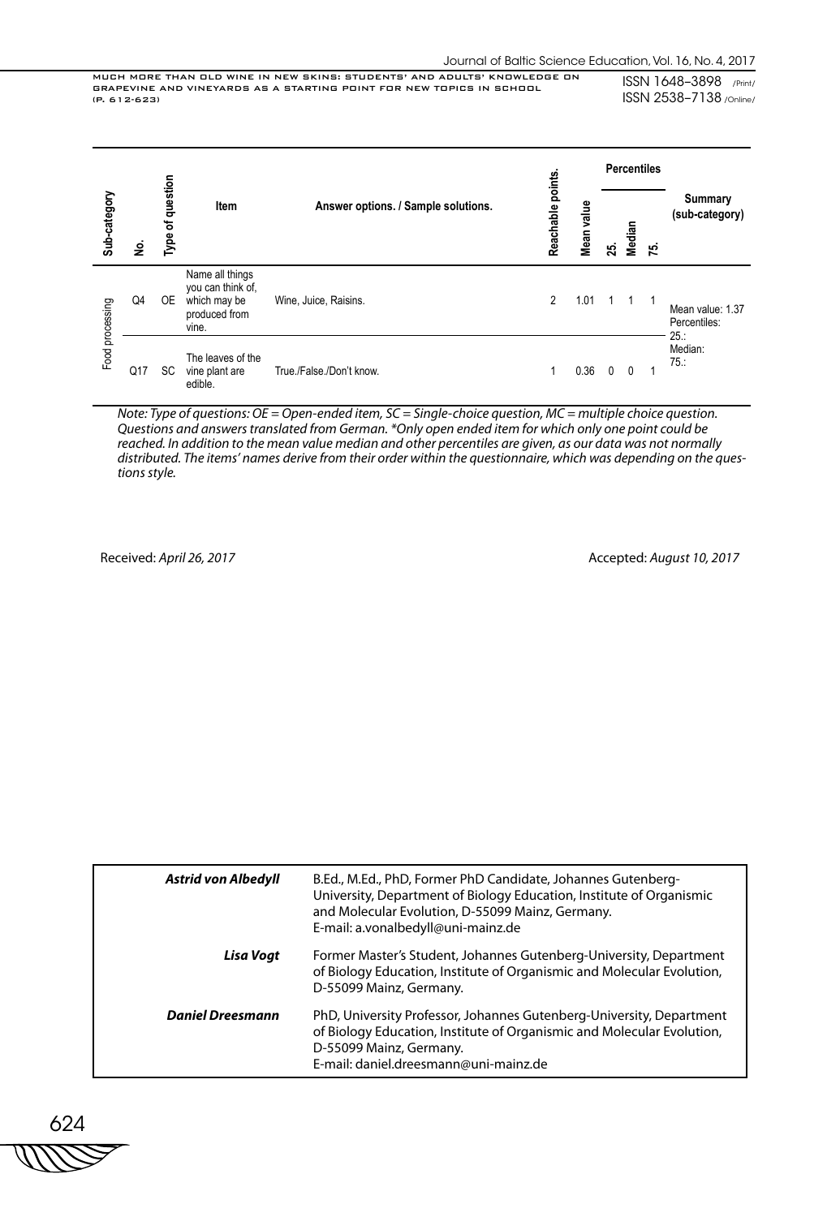| Sub-category | No. | Type of question | Item | Answer options. / Sample solutions. | Reachable points. | Mean value | Percentiles | | | Summary (sub-category) |
|---|---|---|---|---|---|---|---|---|---|---|
| | | | | | | | 25. | Median | 75. | |
| Food processing | Q4 | OE | Name all things you can think of, which may be produced from vine. | Wine, Juice, Raisins. | 2 | 1.01 | 1 | 1 | 1 | Mean value: 1.37 Percentiles: 25.: Median: 75.: |
| | Q17 | SC | The leaves of the vine plant are edible. | True./False./Don't know. | 1 | 0.36 | 0 | 0 | 1 | |

*Note: Type of questions: OE = Open-ended item, SC = Single-choice question, MC = multiple choice question. Questions and answers translated from German. *Only open ended item for which only one point could be reached. In addition to the mean value median and other percentiles are given, as our data was not normally distributed. The items' names derive from their order within the questionnaire, which was depending on the questions style.*

Received: *April 26, 2017*

Accepted: *August 10, 2017*

| | |
|---|---|
| ***Astrid von Albedyll*** | B.Ed., M.Ed., PhD, Former PhD Candidate, Johannes Gutenberg-University, Department of Biology Education, Institute of Organismic and Molecular Evolution, D-55099 Mainz, Germany. E-mail: a.vonalbedyll@uni-mainz.de |
| ***Lisa Vogt*** | Former Master's Student, Johannes Gutenberg-University, Department of Biology Education, Institute of Organismic and Molecular Evolution, D-55099 Mainz, Germany. |
| ***Daniel Dreesmann*** | PhD, University Professor, Johannes Gutenberg-University, Department of Biology Education, Institute of Organismic and Molecular Evolution, D-55099 Mainz, Germany. E-mail: daniel.dreesmann@uni-mainz.de |